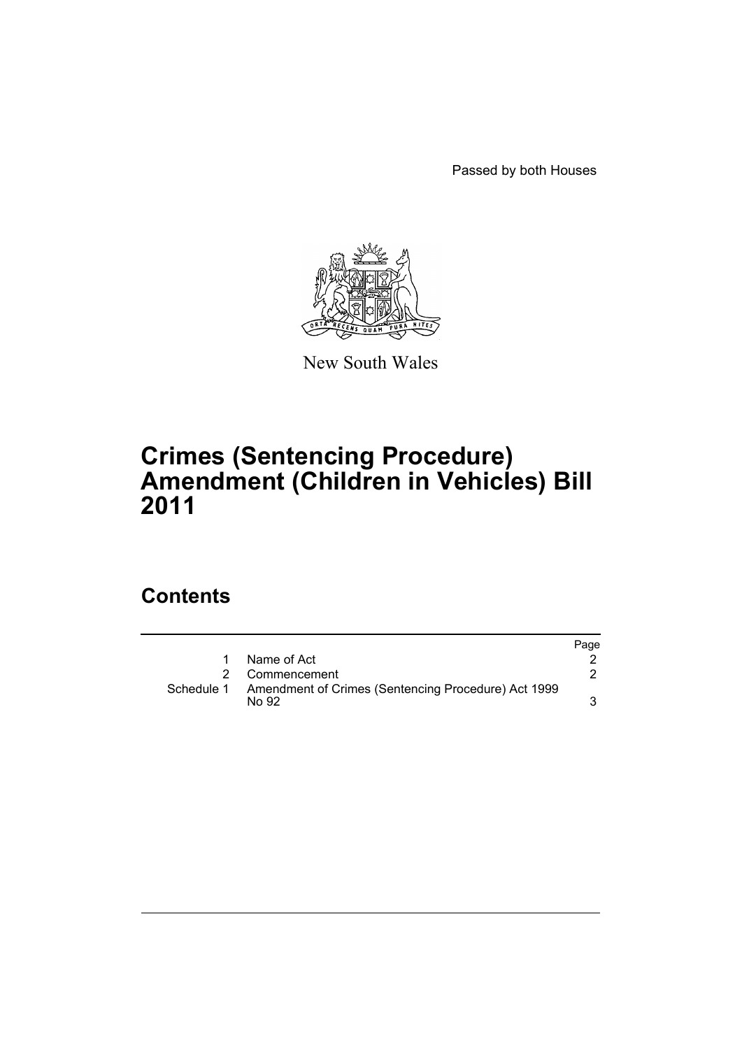Passed by both Houses

New South Wales

# Crimes (Sentencing Procedure) Amendment (Children in Vehicles) Bill 2011

## Contents

| | | Page |
|---|---|---|
| 1 | Name of Act | 2 |
| 2 | Commencement | 2 |
| Schedule 1 | Amendment of Crimes (Sentencing Procedure) Act 1999 No 92 | 3 |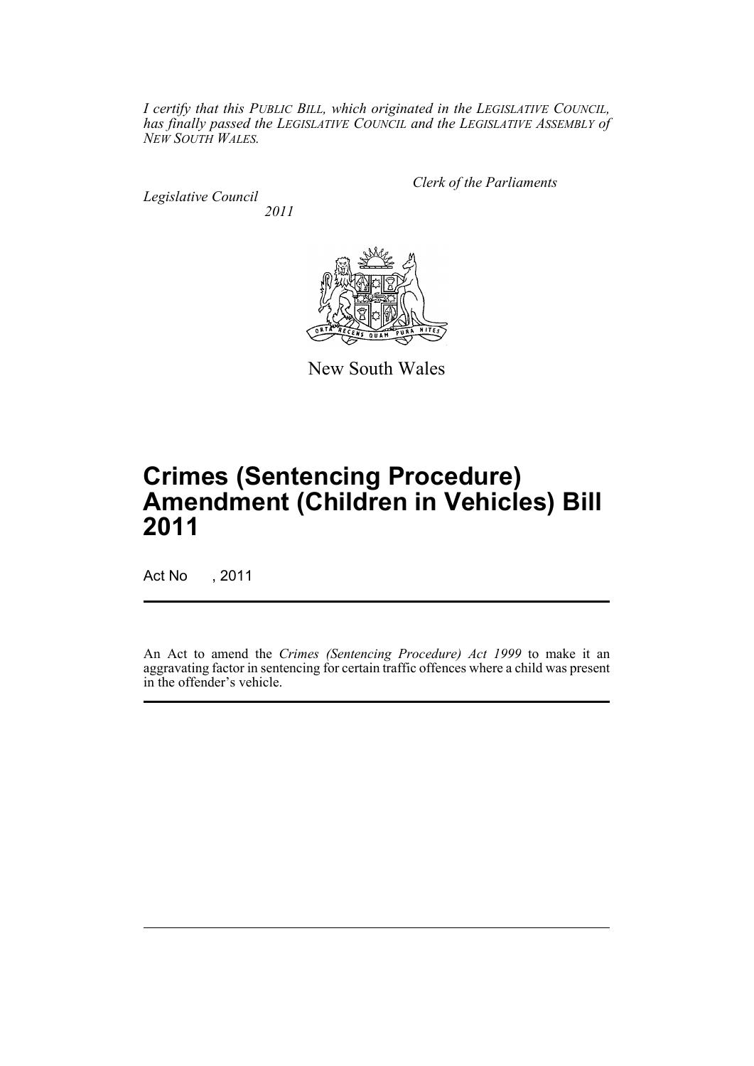*I certify that this PUBLIC BILL, which originated in the LEGISLATIVE COUNCIL, has finally passed the LEGISLATIVE COUNCIL and the LEGISLATIVE ASSEMBLY of NEW SOUTH WALES.*

*Clerk of the Parliaments*

*Legislative Council*

*2011*

New South Wales

# Crimes (Sentencing Procedure) Amendment (Children in Vehicles) Bill 2011

Act No , 2011

An Act to amend the *Crimes (Sentencing Procedure) Act 1999* to make it an aggravating factor in sentencing for certain traffic offences where a child was present in the offender's vehicle.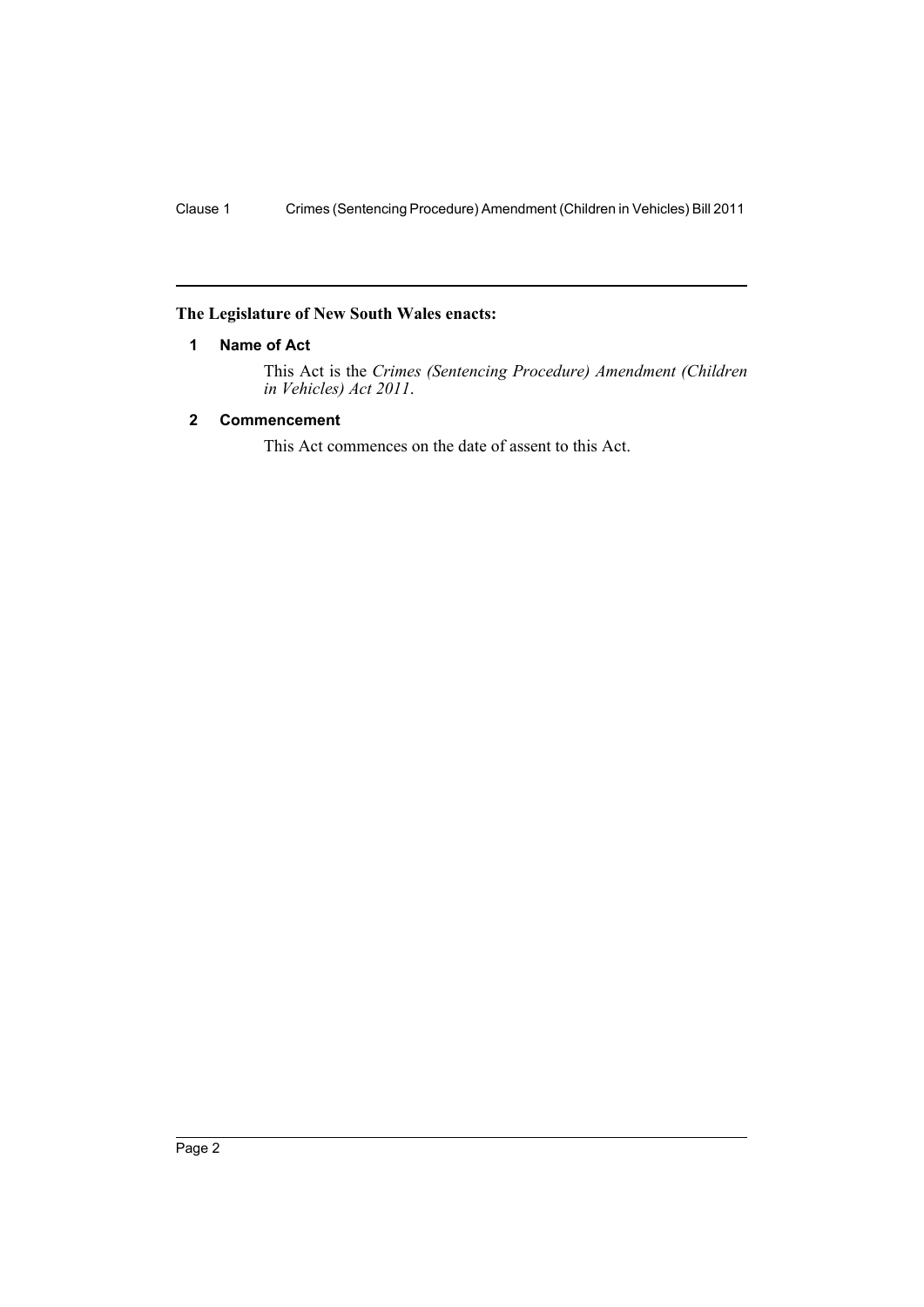**The Legislature of New South Wales enacts:**

### 1 Name of Act

This Act is the *Crimes (Sentencing Procedure) Amendment (Children in Vehicles) Act 2011*.

### 2 Commencement

This Act commences on the date of assent to this Act.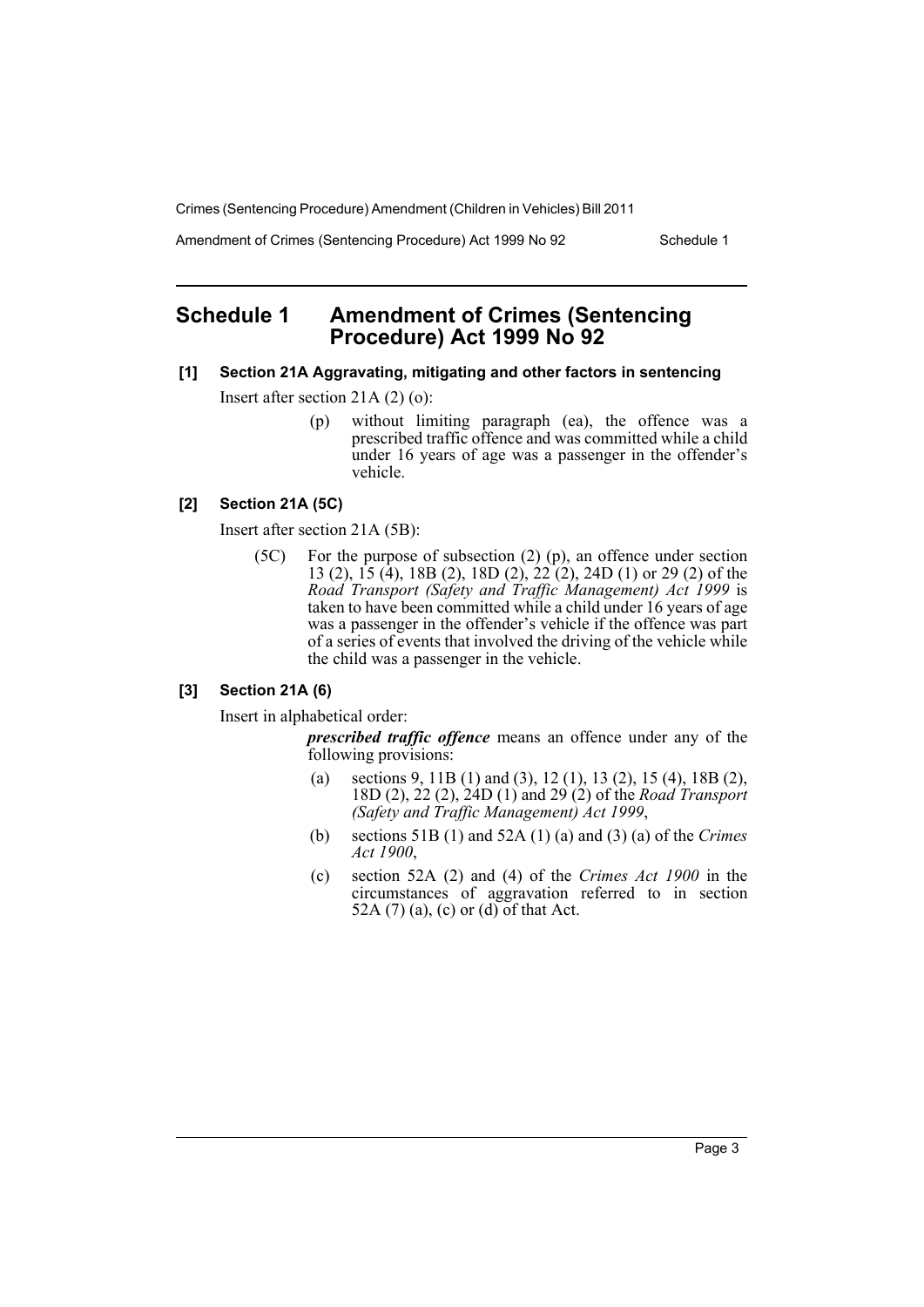## Schedule 1 Amendment of Crimes (Sentencing Procedure) Act 1999 No 92

**[1] Section 21A Aggravating, mitigating and other factors in sentencing**

Insert after section 21A (2) (o):

> (p) without limiting paragraph (ea), the offence was a prescribed traffic offence and was committed while a child under 16 years of age was a passenger in the offender's vehicle.

**[2] Section 21A (5C)**

Insert after section 21A (5B):

> (5C) For the purpose of subsection (2) (p), an offence under section 13 (2), 15 (4), 18B (2), 18D (2), 22 (2), 24D (1) or 29 (2) of the *Road Transport (Safety and Traffic Management) Act 1999* is taken to have been committed while a child under 16 years of age was a passenger in the offender's vehicle if the offence was part of a series of events that involved the driving of the vehicle while the child was a passenger in the vehicle.

**[3] Section 21A (6)**

Insert in alphabetical order:

> ***prescribed traffic offence*** means an offence under any of the following provisions:
>
> (a) sections 9, 11B (1) and (3), 12 (1), 13 (2), 15 (4), 18B (2), 18D (2), 22 (2), 24D (1) and 29 (2) of the *Road Transport (Safety and Traffic Management) Act 1999*,
>
> (b) sections 51B (1) and 52A (1) (a) and (3) (a) of the *Crimes Act 1900*,
>
> (c) section 52A (2) and (4) of the *Crimes Act 1900* in the circumstances of aggravation referred to in section 52A (7) (a), (c) or (d) of that Act.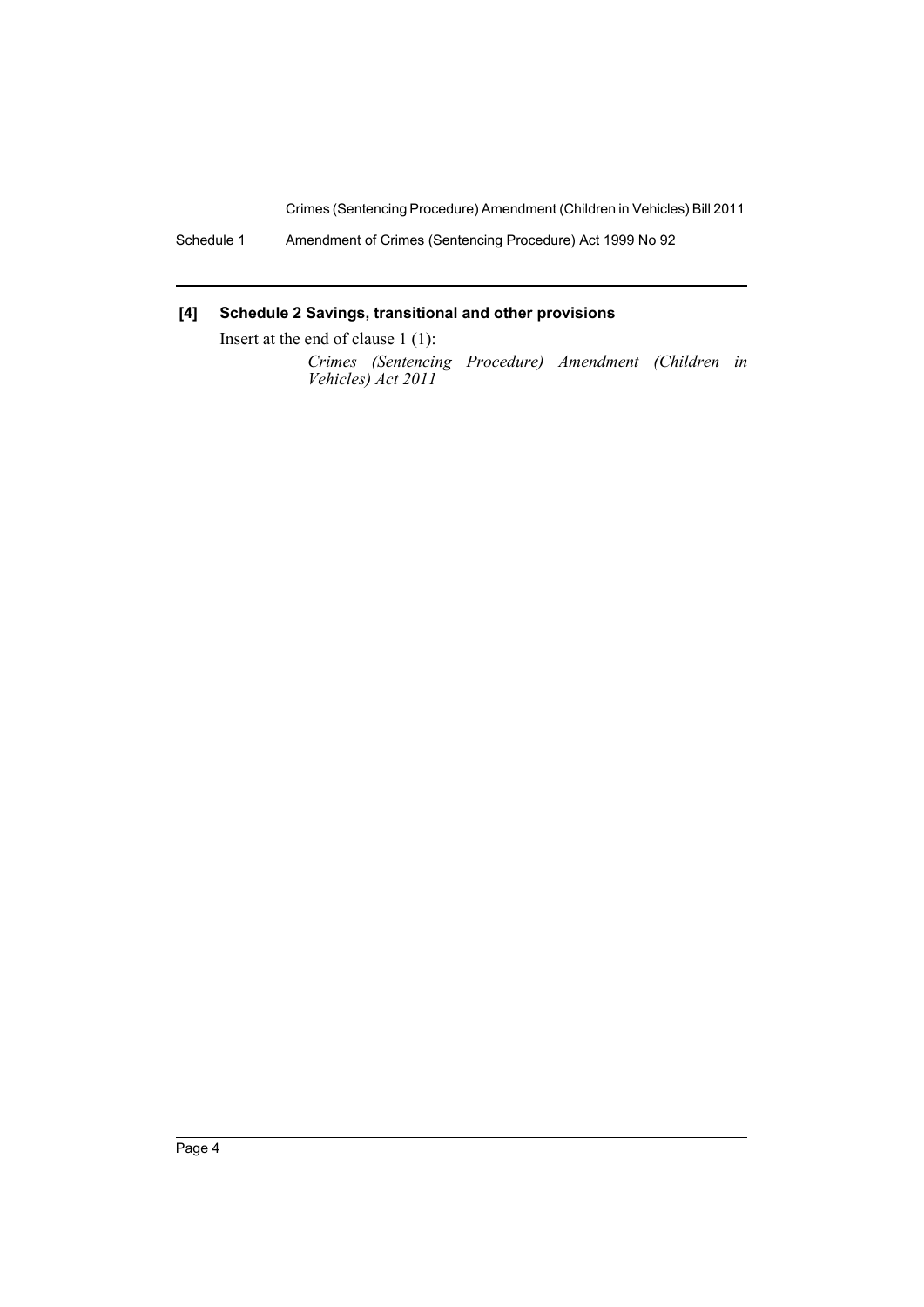**[4] Schedule 2 Savings, transitional and other provisions**

Insert at the end of clause 1 (1):

*Crimes (Sentencing Procedure) Amendment (Children in Vehicles) Act 2011*